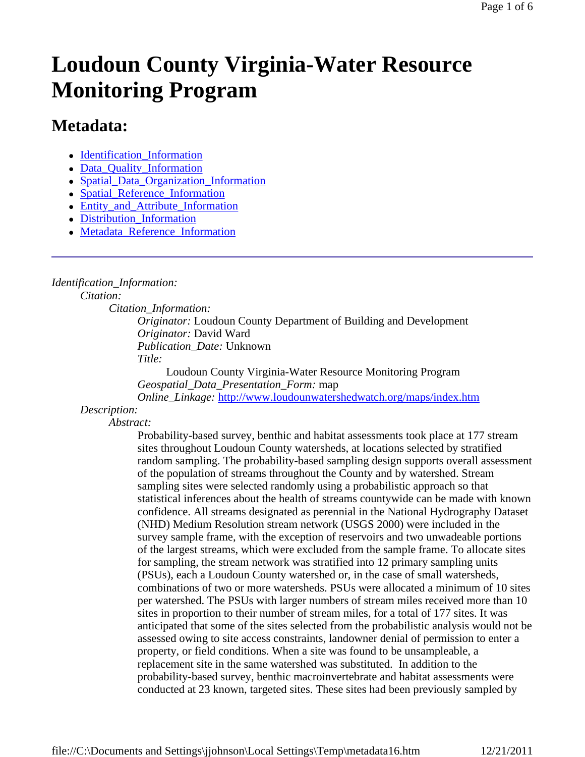# Loudoun County Virginia-Water Resource Monitoring Program

## Metadata:

- Identification_Information
- Data_Quality_Information
- Spatial_Data_Organization_Information
- Spatial_Reference_Information
- Entity_and_Attribute_Information
- Distribution_Information
- Metadata_Reference_Information

---

*Identification_Information:*
  *Citation:*
    *Citation_Information:*
      *Originator:* Loudoun County Department of Building and Development
      *Originator:* David Ward
      *Publication_Date:* Unknown
      *Title:*
        Loudoun County Virginia-Water Resource Monitoring Program
      *Geospatial_Data_Presentation_Form:* map
      *Online_Linkage:* http://www.loudounwatershedwatch.org/maps/index.htm
  *Description:*
    *Abstract:*
      Probability-based survey, benthic and habitat assessments took place at 177 stream sites throughout Loudoun County watersheds, at locations selected by stratified random sampling. The probability-based sampling design supports overall assessment of the population of streams throughout the County and by watershed. Stream sampling sites were selected randomly using a probabilistic approach so that statistical inferences about the health of streams countywide can be made with known confidence. All streams designated as perennial in the National Hydrography Dataset (NHD) Medium Resolution stream network (USGS 2000) were included in the survey sample frame, with the exception of reservoirs and two unwadeable portions of the largest streams, which were excluded from the sample frame. To allocate sites for sampling, the stream network was stratified into 12 primary sampling units (PSUs), each a Loudoun County watershed or, in the case of small watersheds, combinations of two or more watersheds. PSUs were allocated a minimum of 10 sites per watershed. The PSUs with larger numbers of stream miles received more than 10 sites in proportion to their number of stream miles, for a total of 177 sites. It was anticipated that some of the sites selected from the probabilistic analysis would not be assessed owing to site access constraints, landowner denial of permission to enter a property, or field conditions. When a site was found to be unsampleable, a replacement site in the same watershed was substituted. In addition to the probability-based survey, benthic macroinvertebrate and habitat assessments were conducted at 23 known, targeted sites. These sites had been previously sampled by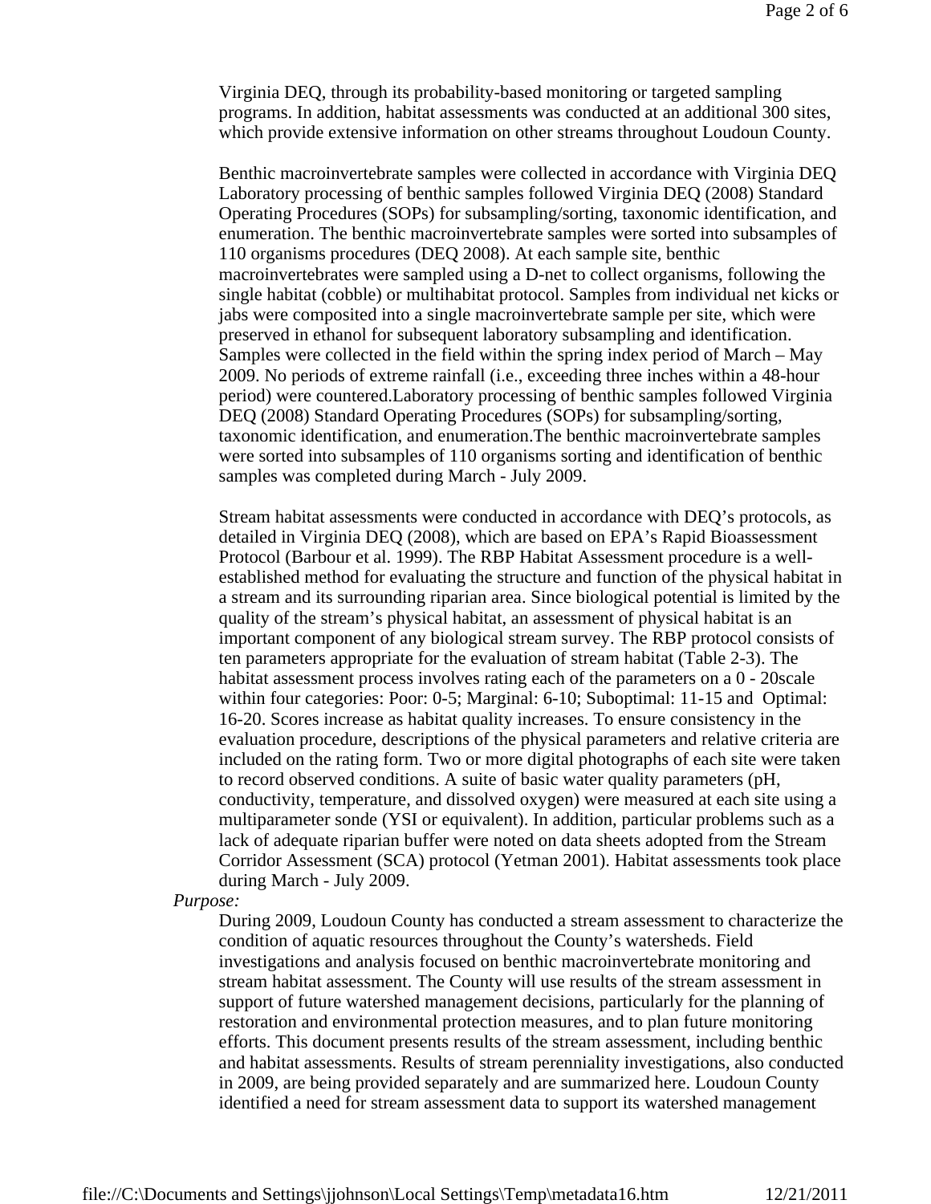Virginia DEQ, through its probability-based monitoring or targeted sampling programs. In addition, habitat assessments was conducted at an additional 300 sites, which provide extensive information on other streams throughout Loudoun County.

Benthic macroinvertebrate samples were collected in accordance with Virginia DEQ Laboratory processing of benthic samples followed Virginia DEQ (2008) Standard Operating Procedures (SOPs) for subsampling/sorting, taxonomic identification, and enumeration. The benthic macroinvertebrate samples were sorted into subsamples of 110 organisms procedures (DEQ 2008). At each sample site, benthic macroinvertebrates were sampled using a D-net to collect organisms, following the single habitat (cobble) or multihabitat protocol. Samples from individual net kicks or jabs were composited into a single macroinvertebrate sample per site, which were preserved in ethanol for subsequent laboratory subsampling and identification. Samples were collected in the field within the spring index period of March – May 2009. No periods of extreme rainfall (i.e., exceeding three inches within a 48-hour period) were countered.Laboratory processing of benthic samples followed Virginia DEQ (2008) Standard Operating Procedures (SOPs) for subsampling/sorting, taxonomic identification, and enumeration.The benthic macroinvertebrate samples were sorted into subsamples of 110 organisms sorting and identification of benthic samples was completed during March - July 2009.

Stream habitat assessments were conducted in accordance with DEQ's protocols, as detailed in Virginia DEQ (2008), which are based on EPA's Rapid Bioassessment Protocol (Barbour et al. 1999). The RBP Habitat Assessment procedure is a well-established method for evaluating the structure and function of the physical habitat in a stream and its surrounding riparian area. Since biological potential is limited by the quality of the stream's physical habitat, an assessment of physical habitat is an important component of any biological stream survey. The RBP protocol consists of ten parameters appropriate for the evaluation of stream habitat (Table 2-3). The habitat assessment process involves rating each of the parameters on a 0 - 20scale within four categories: Poor: 0-5; Marginal: 6-10; Suboptimal: 11-15 and Optimal: 16-20. Scores increase as habitat quality increases. To ensure consistency in the evaluation procedure, descriptions of the physical parameters and relative criteria are included on the rating form. Two or more digital photographs of each site were taken to record observed conditions. A suite of basic water quality parameters (pH, conductivity, temperature, and dissolved oxygen) were measured at each site using a multiparameter sonde (YSI or equivalent). In addition, particular problems such as a lack of adequate riparian buffer were noted on data sheets adopted from the Stream Corridor Assessment (SCA) protocol (Yetman 2001). Habitat assessments took place during March - July 2009.

*Purpose:*

During 2009, Loudoun County has conducted a stream assessment to characterize the condition of aquatic resources throughout the County's watersheds. Field investigations and analysis focused on benthic macroinvertebrate monitoring and stream habitat assessment. The County will use results of the stream assessment in support of future watershed management decisions, particularly for the planning of restoration and environmental protection measures, and to plan future monitoring efforts. This document presents results of the stream assessment, including benthic and habitat assessments. Results of stream perenniality investigations, also conducted in 2009, are being provided separately and are summarized here. Loudoun County identified a need for stream assessment data to support its watershed management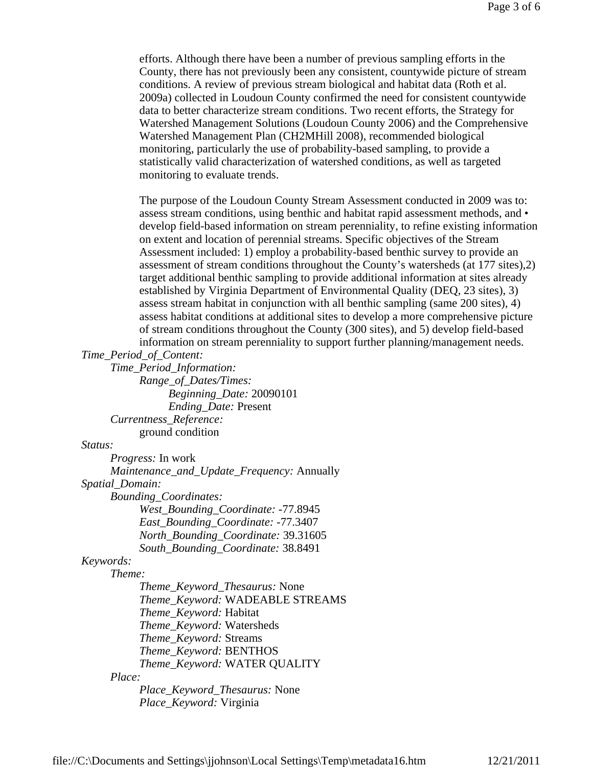efforts. Although there have been a number of previous sampling efforts in the County, there has not previously been any consistent, countywide picture of stream conditions. A review of previous stream biological and habitat data (Roth et al. 2009a) collected in Loudoun County confirmed the need for consistent countywide data to better characterize stream conditions. Two recent efforts, the Strategy for Watershed Management Solutions (Loudoun County 2006) and the Comprehensive Watershed Management Plan (CH2MHill 2008), recommended biological monitoring, particularly the use of probability-based sampling, to provide a statistically valid characterization of watershed conditions, as well as targeted monitoring to evaluate trends.

The purpose of the Loudoun County Stream Assessment conducted in 2009 was to: assess stream conditions, using benthic and habitat rapid assessment methods, and • develop field-based information on stream perenniality, to refine existing information on extent and location of perennial streams. Specific objectives of the Stream Assessment included: 1) employ a probability-based benthic survey to provide an assessment of stream conditions throughout the County's watersheds (at 177 sites),2) target additional benthic sampling to provide additional information at sites already established by Virginia Department of Environmental Quality (DEQ, 23 sites), 3) assess stream habitat in conjunction with all benthic sampling (same 200 sites), 4) assess habitat conditions at additional sites to develop a more comprehensive picture of stream conditions throughout the County (300 sites), and 5) develop field-based information on stream perenniality to support further planning/management needs.

*Time_Period_of_Content:*
- *Time_Period_Information:*
  - *Range_of_Dates/Times:*
    - *Beginning_Date:* 20090101
    - *Ending_Date:* Present
- *Currentness_Reference:*
  - ground condition

*Status:*
- *Progress:* In work
- *Maintenance_and_Update_Frequency:* Annually

*Spatial_Domain:*
- *Bounding_Coordinates:*
  - *West_Bounding_Coordinate:* -77.8945
  - *East_Bounding_Coordinate:* -77.3407
  - *North_Bounding_Coordinate:* 39.31605
  - *South_Bounding_Coordinate:* 38.8491

*Keywords:*
- *Theme:*
  - *Theme_Keyword_Thesaurus:* None
  - *Theme_Keyword:* WADEABLE STREAMS
  - *Theme_Keyword:* Habitat
  - *Theme_Keyword:* Watersheds
  - *Theme_Keyword:* Streams
  - *Theme_Keyword:* BENTHOS
  - *Theme_Keyword:* WATER QUALITY
- *Place:*
  - *Place_Keyword_Thesaurus:* None
  - *Place_Keyword:* Virginia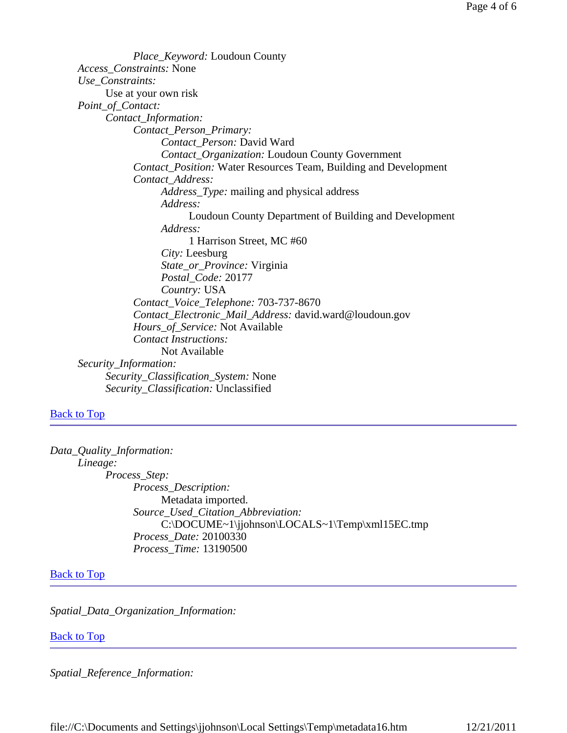*Place_Keyword:* Loudoun County
*Access_Constraints:* None
*Use_Constraints:*
Use at your own risk
*Point_of_Contact:*
*Contact_Information:*
*Contact_Person_Primary:*
*Contact_Person:* David Ward
*Contact_Organization:* Loudoun County Government
*Contact_Position:* Water Resources Team, Building and Development
*Contact_Address:*
*Address_Type:* mailing and physical address
*Address:*
Loudoun County Department of Building and Development
*Address:*
1 Harrison Street, MC #60
*City:* Leesburg
*State_or_Province:* Virginia
*Postal_Code:* 20177
*Country:* USA
*Contact_Voice_Telephone:* 703-737-8670
*Contact_Electronic_Mail_Address:* david.ward@loudoun.gov
*Hours_of_Service:* Not Available
*Contact Instructions:*
Not Available
*Security_Information:*
*Security_Classification_System:* None
*Security_Classification:* Unclassified

Back to Top

---

*Data_Quality_Information:*
*Lineage:*
*Process_Step:*
*Process_Description:*
Metadata imported.
*Source_Used_Citation_Abbreviation:*
C:\DOCUME~1\jjohnson\LOCALS~1\Temp\xml15EC.tmp
*Process_Date:* 20100330
*Process_Time:* 13190500

Back to Top

---

*Spatial_Data_Organization_Information:*

Back to Top

---

*Spatial_Reference_Information:*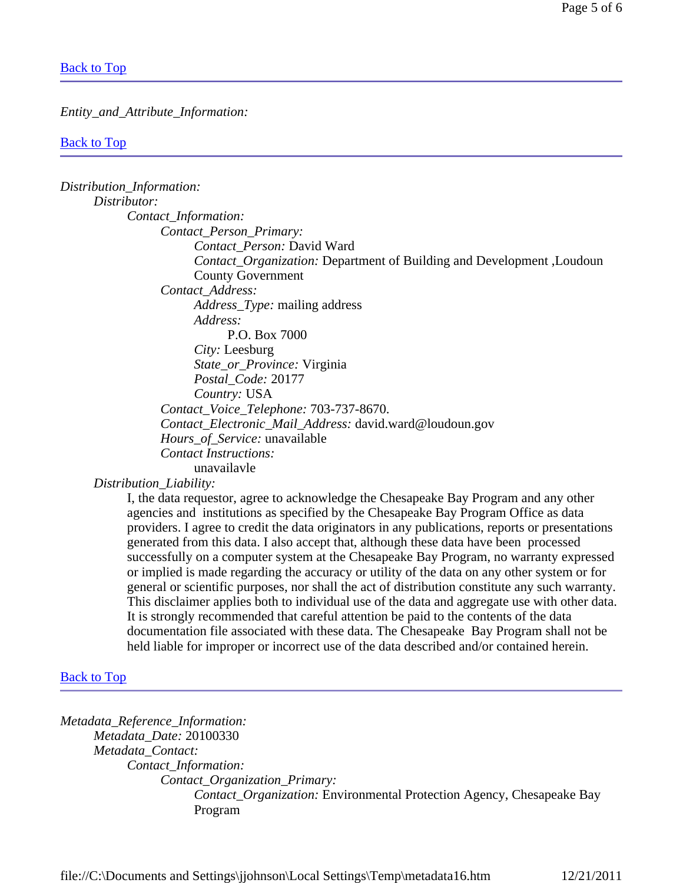[Back to Top](#)

---

*Entity_and_Attribute_Information:*

[Back to Top](#)

---

*Distribution_Information:*
- *Distributor:*
  - *Contact_Information:*
    - *Contact_Person_Primary:*
      - *Contact_Person:* David Ward
      - *Contact_Organization:* Department of Building and Development ,Loudoun County Government
    - *Contact_Address:*
      - *Address_Type:* mailing address
      - *Address:*
        - P.O. Box 7000
      - *City:* Leesburg
      - *State_or_Province:* Virginia
      - *Postal_Code:* 20177
      - *Country:* USA
    - *Contact_Voice_Telephone:* 703-737-8670.
    - *Contact_Electronic_Mail_Address:* david.ward@loudoun.gov
    - *Hours_of_Service:* unavailable
    - *Contact Instructions:*
      - unavailavle
- *Distribution_Liability:*
  - I, the data requestor, agree to acknowledge the Chesapeake Bay Program and any other agencies and institutions as specified by the Chesapeake Bay Program Office as data providers. I agree to credit the data originators in any publications, reports or presentations generated from this data. I also accept that, although these data have been processed successfully on a computer system at the Chesapeake Bay Program, no warranty expressed or implied is made regarding the accuracy or utility of the data on any other system or for general or scientific purposes, nor shall the act of distribution constitute any such warranty. This disclaimer applies both to individual use of the data and aggregate use with other data. It is strongly recommended that careful attention be paid to the contents of the data documentation file associated with these data. The Chesapeake Bay Program shall not be held liable for improper or incorrect use of the data described and/or contained herein.

[Back to Top](#)

---

*Metadata_Reference_Information:*
- *Metadata_Date:* 20100330
- *Metadata_Contact:*
  - *Contact_Information:*
    - *Contact_Organization_Primary:*
      - *Contact_Organization:* Environmental Protection Agency, Chesapeake Bay Program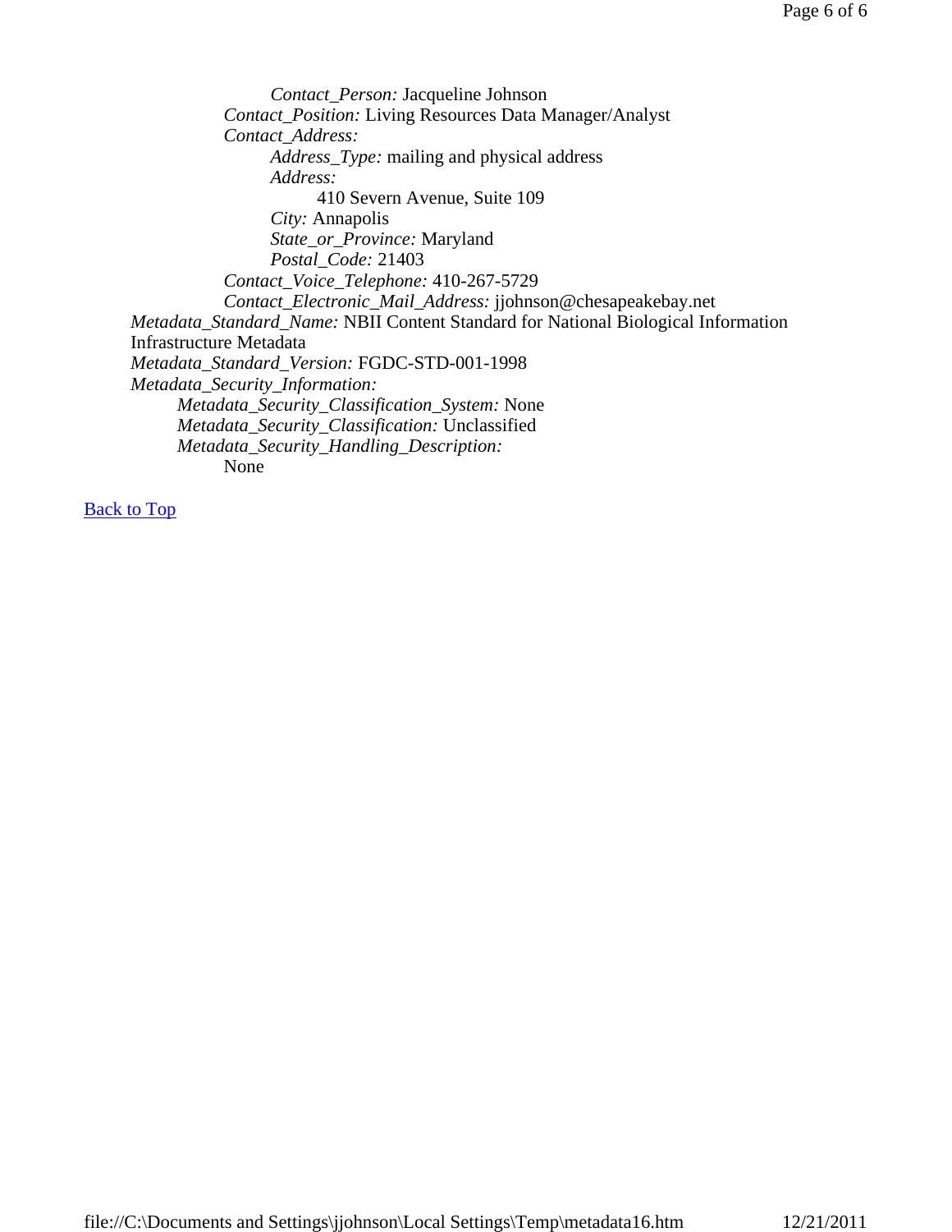*Contact_Person:* Jacqueline Johnson
*Contact_Position:* Living Resources Data Manager/Analyst
*Contact_Address:*
*Address_Type:* mailing and physical address
*Address:*
410 Severn Avenue, Suite 109
*City:* Annapolis
*State_or_Province:* Maryland
*Postal_Code:* 21403
*Contact_Voice_Telephone:* 410-267-5729
*Contact_Electronic_Mail_Address:* jjohnson@chesapeakebay.net
*Metadata_Standard_Name:* NBII Content Standard for National Biological Information Infrastructure Metadata
*Metadata_Standard_Version:* FGDC-STD-001-1998
*Metadata_Security_Information:*
*Metadata_Security_Classification_System:* None
*Metadata_Security_Classification:* Unclassified
*Metadata_Security_Handling_Description:*
None

Back to Top